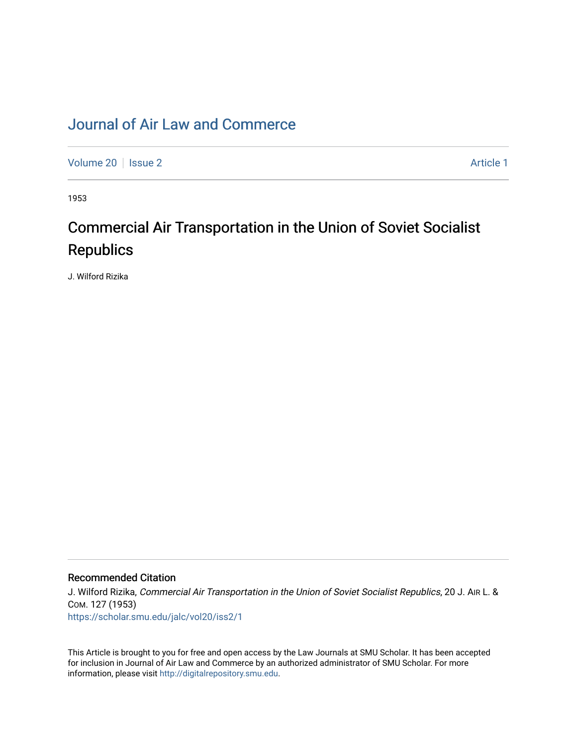# Journal of Air Law and Commerce

Volume 20 | Issue 2 | Article 1

1953

## Commercial Air Transportation in the Union of Soviet Socialist Republics

J. Wilford Rizika

### Recommended Citation

J. Wilford Rizika, *Commercial Air Transportation in the Union of Soviet Socialist Republics*, 20 J. Air L. & Com. 127 (1953)

https://scholar.smu.edu/jalc/vol20/iss2/1

This Article is brought to you for free and open access by the Law Journals at SMU Scholar. It has been accepted for inclusion in Journal of Air Law and Commerce by an authorized administrator of SMU Scholar. For more information, please visit http://digitalrepository.smu.edu.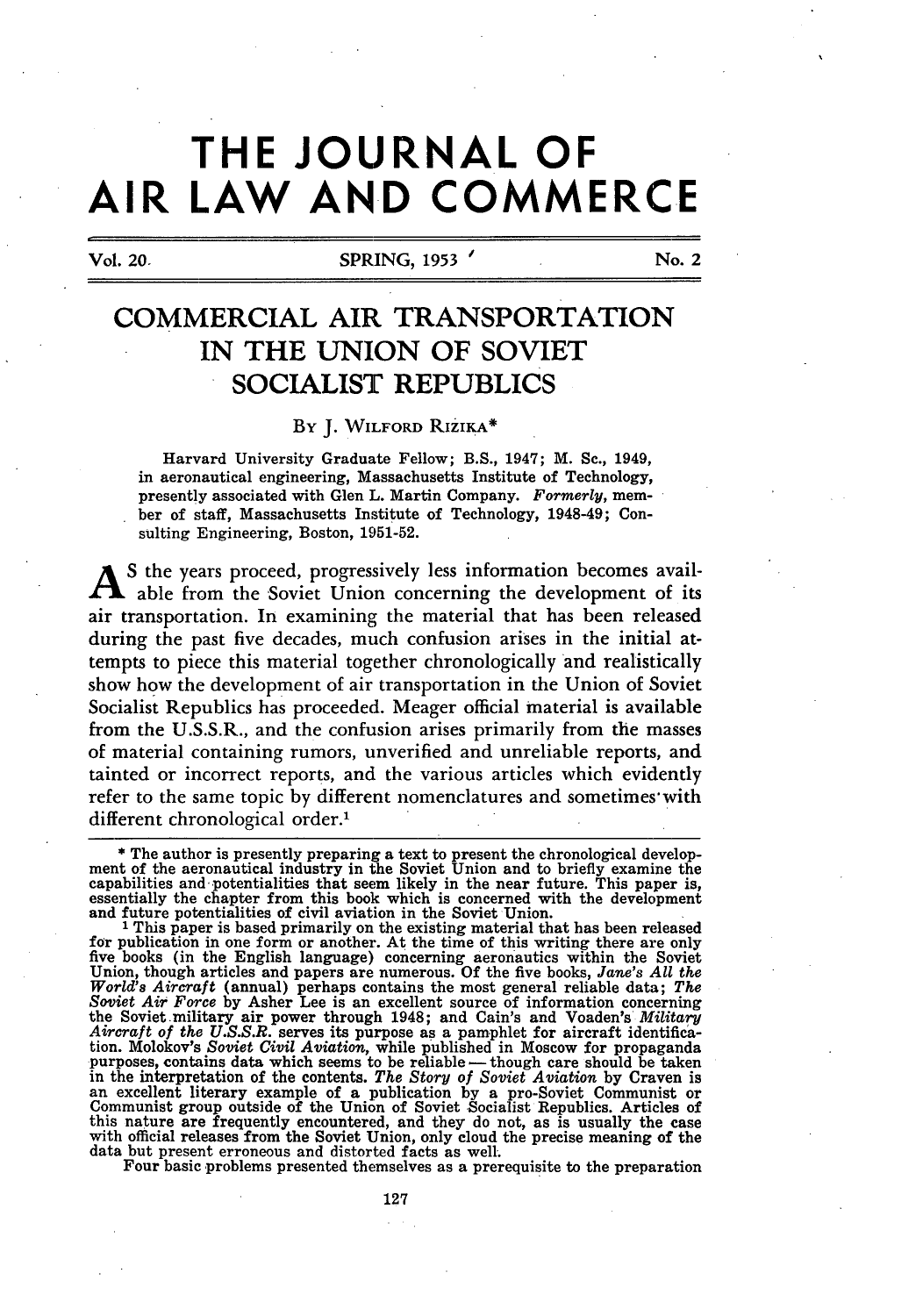# THE JOURNAL OF AIR LAW AND COMMERCE

Vol. 20. SPRING, 1953 No. 2

## COMMERCIAL AIR TRANSPORTATION IN THE UNION OF SOVIET SOCIALIST REPUBLICS

BY J. WILFORD RIZIKA*

Harvard University Graduate Fellow; B.S., 1947; M. Sc., 1949, in aeronautical engineering, Massachusetts Institute of Technology, presently associated with Glen L. Martin Company. *Formerly*, member of staff, Massachusetts Institute of Technology, 1948-49; Consulting Engineering, Boston, 1951-52.

As the years proceed, progressively less information becomes available from the Soviet Union concerning the development of its air transportation. In examining the material that has been released during the past five decades, much confusion arises in the initial attempts to piece this material together chronologically and realistically show how the development of air transportation in the Union of Soviet Socialist Republics has proceeded. Meager official material is available from the U.S.S.R., and the confusion arises primarily from the masses of material containing rumors, unverified and unreliable reports, and tainted or incorrect reports, and the various articles which evidently refer to the same topic by different nomenclatures and sometimes with different chronological order.[1]

---

* The author is presently preparing a text to present the chronological development of the aeronautical industry in the Soviet Union and to briefly examine the capabilities and potentialities that seem likely in the near future. This paper is, essentially the chapter from this book which is concerned with the development and future potentialities of civil aviation in the Soviet Union.

[1] This paper is based primarily on the existing material that has been released for publication in one form or another. At the time of this writing there are only five books (in the English language) concerning aeronautics within the Soviet Union, though articles and papers are numerous. Of the five books, *Jane's All the World's Aircraft* (annual) perhaps contains the most general reliable data; *The Soviet Air Force* by Asher Lee is an excellent source of information concerning the Soviet military air power through 1948; and Cain's and Voaden's *Military Aircraft of the U.S.S.R.* serves its purpose as a pamphlet for aircraft identification. Molokov's *Soviet Civil Aviation*, while published in Moscow for propaganda purposes, contains data which seems to be reliable — though care should be taken in the interpretation of the contents. *The Story of Soviet Aviation* by Craven is an excellent literary example of a publication by a pro-Soviet Communist or Communist group outside of the Union of Soviet Socialist Republics. Articles of this nature are frequently encountered, and they do not, as is usually the case with official releases from the Soviet Union, only cloud the precise meaning of the data but present erroneous and distorted facts as well.

Four basic problems presented themselves as a prerequisite to the preparation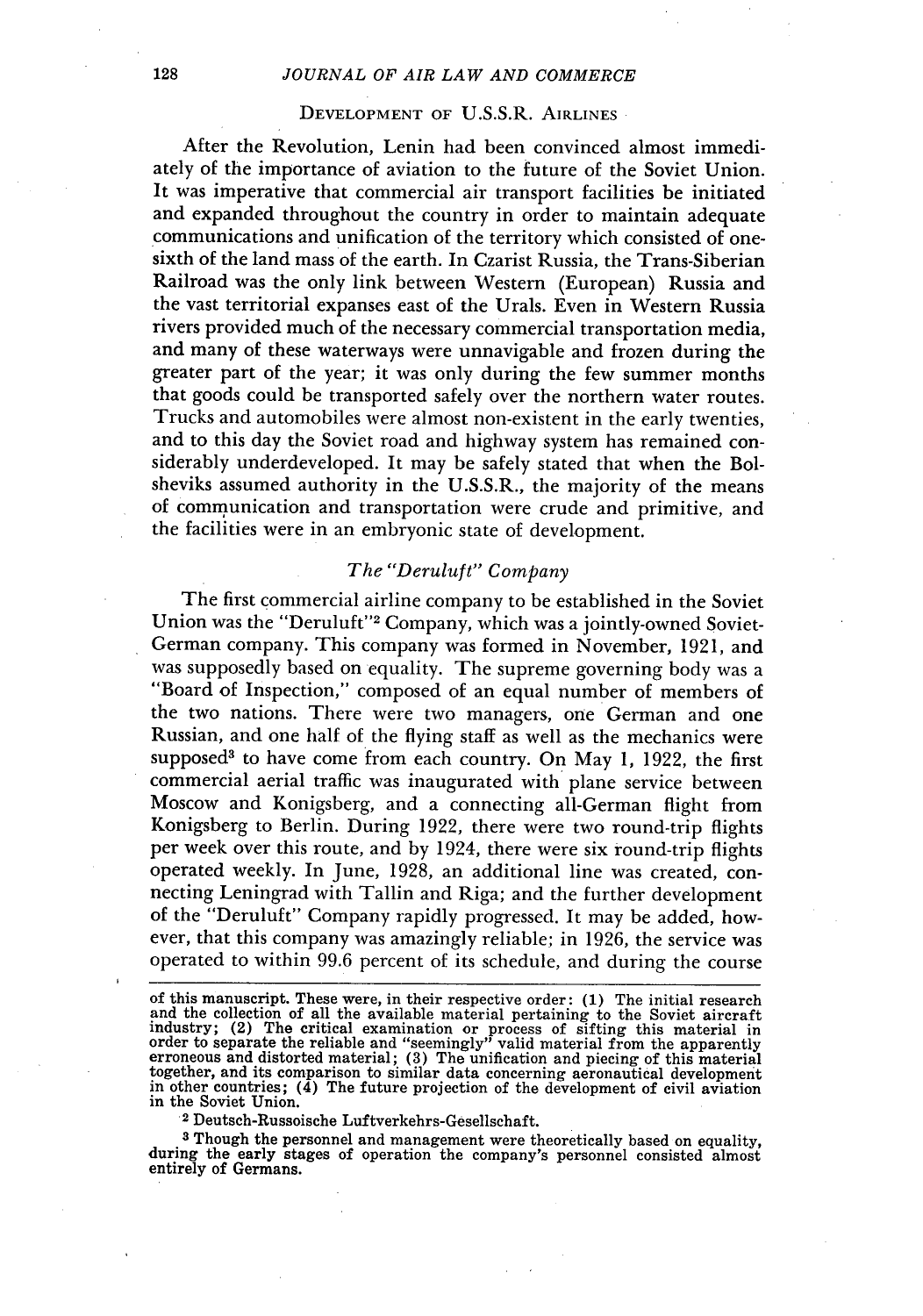## DEVELOPMENT OF U.S.S.R. AIRLINES

After the Revolution, Lenin had been convinced almost immediately of the importance of aviation to the future of the Soviet Union. It was imperative that commercial air transport facilities be initiated and expanded throughout the country in order to maintain adequate communications and unification of the territory which consisted of one-sixth of the land mass of the earth. In Czarist Russia, the Trans-Siberian Railroad was the only link between Western (European) Russia and the vast territorial expanses east of the Urals. Even in Western Russia rivers provided much of the necessary commercial transportation media, and many of these waterways were unnavigable and frozen during the greater part of the year; it was only during the few summer months that goods could be transported safely over the northern water routes. Trucks and automobiles were almost non-existent in the early twenties, and to this day the Soviet road and highway system has remained considerably underdeveloped. It may be safely stated that when the Bolsheviks assumed authority in the U.S.S.R., the majority of the means of communication and transportation were crude and primitive, and the facilities were in an embryonic state of development.

### *The "Deruluft" Company*

The first commercial airline company to be established in the Soviet Union was the "Deruluft"[2] Company, which was a jointly-owned Soviet-German company. This company was formed in November, 1921, and was supposedly based on equality. The supreme governing body was a "Board of Inspection," composed of an equal number of members of the two nations. There were two managers, one German and one Russian, and one half of the flying staff as well as the mechanics were supposed[3] to have come from each country. On May 1, 1922, the first commercial aerial traffic was inaugurated with plane service between Moscow and Konigsberg, and a connecting all-German flight from Konigsberg to Berlin. During 1922, there were two round-trip flights per week over this route, and by 1924, there were six round-trip flights operated weekly. In June, 1928, an additional line was created, connecting Leningrad with Tallin and Riga; and the further development of the "Deruluft" Company rapidly progressed. It may be added, however, that this company was amazingly reliable; in 1926, the service was operated to within 99.6 percent of its schedule, and during the course

---

of this manuscript. These were, in their respective order: (1) The initial research and the collection of all the available material pertaining to the Soviet aircraft industry; (2) The critical examination or process of sifting this material in order to separate the reliable and "seemingly" valid material from the apparently erroneous and distorted material; (3) The unification and piecing of this material together, and its comparison to similar data concerning aeronautical development in other countries; (4) The future projection of the development of civil aviation in the Soviet Union.

[2] Deutsch-Russoische Luftverkehrs-Gesellschaft.

[3] Though the personnel and management were theoretically based on equality, during the early stages of operation the company's personnel consisted almost entirely of Germans.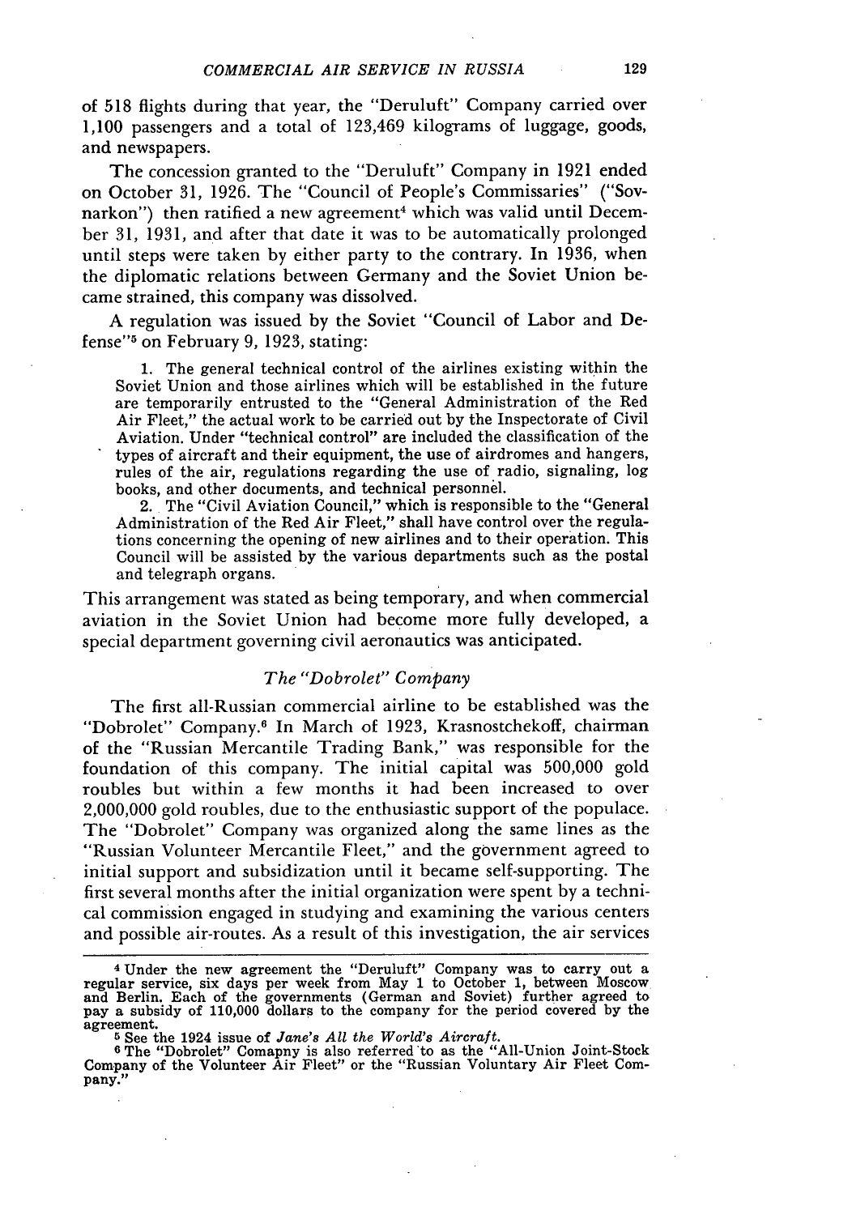of 518 flights during that year, the "Deruluft" Company carried over 1,100 passengers and a total of 123,469 kilograms of luggage, goods, and newspapers.

The concession granted to the "Deruluft" Company in 1921 ended on October 31, 1926. The "Council of People's Commissaries" ("Sovnarkon") then ratified a new agreement[4] which was valid until December 31, 1931, and after that date it was to be automatically prolonged until steps were taken by either party to the contrary. In 1936, when the diplomatic relations between Germany and the Soviet Union became strained, this company was dissolved.

A regulation was issued by the Soviet "Council of Labor and Defense"[5] on February 9, 1923, stating:

> 1. The general technical control of the airlines existing within the Soviet Union and those airlines which will be established in the future are temporarily entrusted to the "General Administration of the Red Air Fleet," the actual work to be carried out by the Inspectorate of Civil Aviation. Under "technical control" are included the classification of the types of aircraft and their equipment, the use of airdromes and hangers, rules of the air, regulations regarding the use of radio, signaling, log books, and other documents, and technical personnel.
>
> 2. The "Civil Aviation Council," which is responsible to the "General Administration of the Red Air Fleet," shall have control over the regulations concerning the opening of new airlines and to their operation. This Council will be assisted by the various departments such as the postal and telegraph organs.

This arrangement was stated as being temporary, and when commercial aviation in the Soviet Union had become more fully developed, a special department governing civil aeronautics was anticipated.

### *The "Dobrolet" Company*

The first all-Russian commercial airline to be established was the "Dobrolet" Company.[6] In March of 1923, Krasnostchekoff, chairman of the "Russian Mercantile Trading Bank," was responsible for the foundation of this company. The initial capital was 500,000 gold roubles but within a few months it had been increased to over 2,000,000 gold roubles, due to the enthusiastic support of the populace. The "Dobrolet" Company was organized along the same lines as the "Russian Volunteer Mercantile Fleet," and the government agreed to initial support and subsidization until it became self-supporting. The first several months after the initial organization were spent by a technical commission engaged in studying and examining the various centers and possible air-routes. As a result of this investigation, the air services

---

[4] Under the new agreement the "Deruluft" Company was to carry out a regular service, six days per week from May 1 to October 1, between Moscow and Berlin. Each of the governments (German and Soviet) further agreed to pay a subsidy of 110,000 dollars to the company for the period covered by the agreement.

[5] See the 1924 issue of *Jane's All the World's Aircraft*.

[6] The "Dobrolet" Comapny is also referred to as the "All-Union Joint-Stock Company of the Volunteer Air Fleet" or the "Russian Voluntary Air Fleet Company."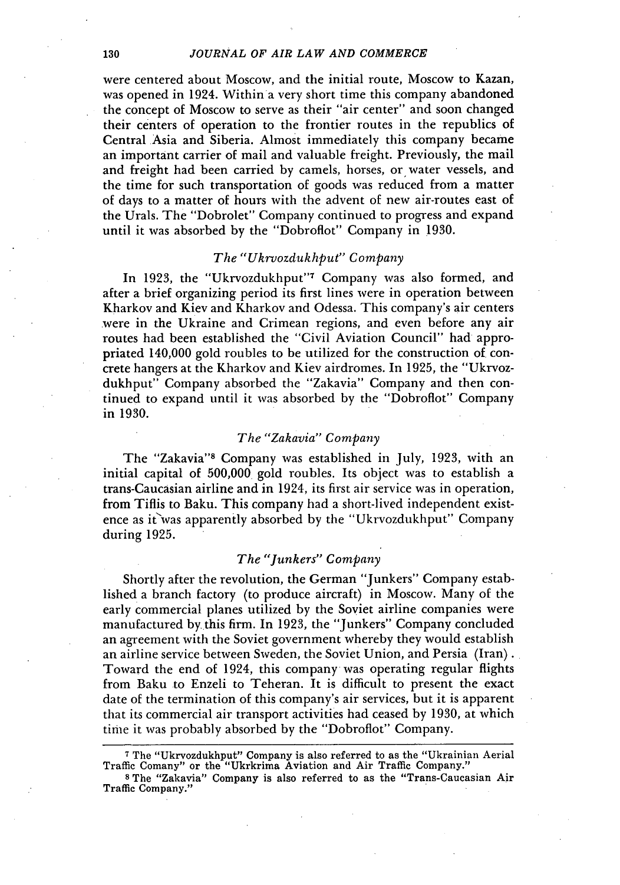were centered about Moscow, and the initial route, Moscow to Kazan, was opened in 1924. Within a very short time this company abandoned the concept of Moscow to serve as their "air center" and soon changed their centers of operation to the frontier routes in the republics of Central Asia and Siberia. Almost immediately this company became an important carrier of mail and valuable freight. Previously, the mail and freight had been carried by camels, horses, or water vessels, and the time for such transportation of goods was reduced from a matter of days to a matter of hours with the advent of new air-routes east of the Urals. The "Dobrolet" Company continued to progress and expand until it was absorbed by the "Dobroflot" Company in 1930.

### *The "Ukrvozdukhput" Company*

In 1923, the "Ukrvozdukhput"[7] Company was also formed, and after a brief organizing period its first lines were in operation between Kharkov and Kiev and Kharkov and Odessa. This company's air centers were in the Ukraine and Crimean regions, and even before any air routes had been established the "Civil Aviation Council" had appropriated 140,000 gold roubles to be utilized for the construction of concrete hangers at the Kharkov and Kiev airdromes. In 1925, the "Ukrvozdukhput" Company absorbed the "Zakavia" Company and then continued to expand until it was absorbed by the "Dobroflot" Company in 1930.

### *The "Zakavia" Company*

The "Zakavia"[8] Company was established in July, 1923, with an initial capital of 500,000 gold roubles. Its object was to establish a trans-Caucasian airline and in 1924, its first air service was in operation, from Tiflis to Baku. This company had a short-lived independent existence as it was apparently absorbed by the "Ukrvozdukhput" Company during 1925.

### *The "Junkers" Company*

Shortly after the revolution, the German "Junkers" Company established a branch factory (to produce aircraft) in Moscow. Many of the early commercial planes utilized by the Soviet airline companies were manufactured by this firm. In 1923, the "Junkers" Company concluded an agreement with the Soviet government whereby they would establish an airline service between Sweden, the Soviet Union, and Persia (Iran). Toward the end of 1924, this company was operating regular flights from Baku to Enzeli to Teheran. It is difficult to present the exact date of the termination of this company's air services, but it is apparent that its commercial air transport activities had ceased by 1930, at which time it was probably absorbed by the "Dobroflot" Company.

---

[7] The "Ukrvozdukhput" Company is also referred to as the "Ukrainian Aerial Traffic Comany" or the "Ukrkrima Aviation and Air Traffic Company."

[8] The "Zakavia" Company is also referred to as the "Trans-Caucasian Air Traffic Company."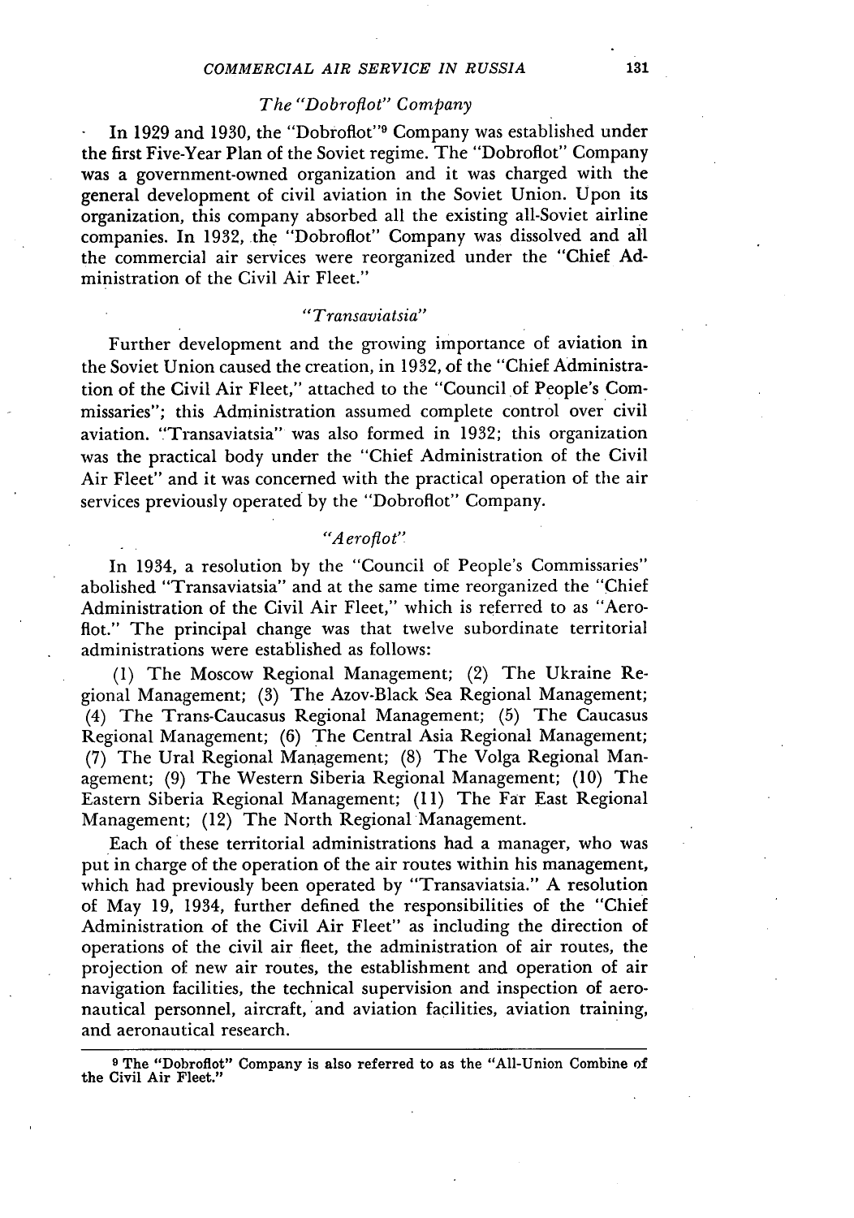### *The "Dobroflot" Company*

In 1929 and 1930, the "Dobroflot"[9] Company was established under the first Five-Year Plan of the Soviet regime. The "Dobroflot" Company was a government-owned organization and it was charged with the general development of civil aviation in the Soviet Union. Upon its organization, this company absorbed all the existing all-Soviet airline companies. In 1932, the "Dobroflot" Company was dissolved and all the commercial air services were reorganized under the "Chief Administration of the Civil Air Fleet."

### *"Transaviatsia"*

Further development and the growing importance of aviation in the Soviet Union caused the creation, in 1932, of the "Chief Administration of the Civil Air Fleet," attached to the "Council of People's Commissaries"; this Administration assumed complete control over civil aviation. "Transaviatsia" was also formed in 1932; this organization was the practical body under the "Chief Administration of the Civil Air Fleet" and it was concerned with the practical operation of the air services previously operated by the "Dobroflot" Company.

### *"Aeroflot"*

In 1934, a resolution by the "Council of People's Commissaries" abolished "Transaviatsia" and at the same time reorganized the "Chief Administration of the Civil Air Fleet," which is referred to as "Aeroflot." The principal change was that twelve subordinate territorial administrations were established as follows:

(1) The Moscow Regional Management; (2) The Ukraine Regional Management; (3) The Azov-Black Sea Regional Management; (4) The Trans-Caucasus Regional Management; (5) The Caucasus Regional Management; (6) The Central Asia Regional Management; (7) The Ural Regional Management; (8) The Volga Regional Management; (9) The Western Siberia Regional Management; (10) The Eastern Siberia Regional Management; (11) The Far East Regional Management; (12) The North Regional Management.

Each of these territorial administrations had a manager, who was put in charge of the operation of the air routes within his management, which had previously been operated by "Transaviatsia." A resolution of May 19, 1934, further defined the responsibilities of the "Chief Administration of the Civil Air Fleet" as including the direction of operations of the civil air fleet, the administration of air routes, the projection of new air routes, the establishment and operation of air navigation facilities, the technical supervision and inspection of aeronautical personnel, aircraft, and aviation facilities, aviation training, and aeronautical research.

---

[9] The "Dobroflot" Company is also referred to as the "All-Union Combine of the Civil Air Fleet."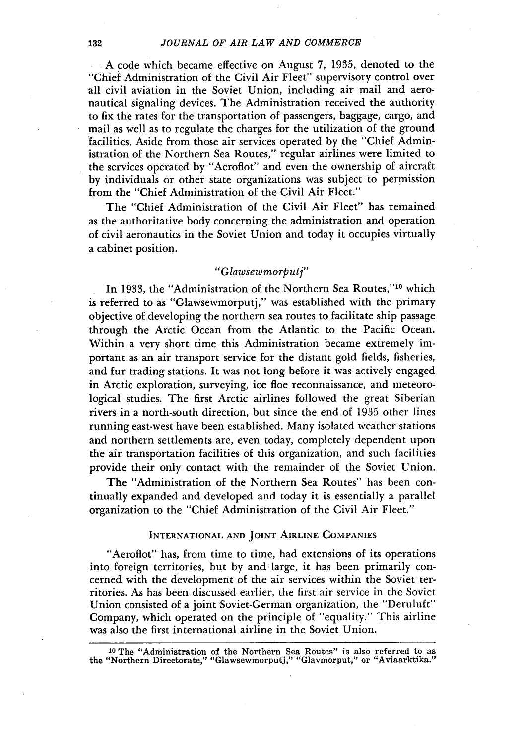A code which became effective on August 7, 1935, denoted to the "Chief Administration of the Civil Air Fleet" supervisory control over all civil aviation in the Soviet Union, including air mail and aeronautical signaling devices. The Administration received the authority to fix the rates for the transportation of passengers, baggage, cargo, and mail as well as to regulate the charges for the utilization of the ground facilities. Aside from those air services operated by the "Chief Administration of the Northern Sea Routes," regular airlines were limited to the services operated by "Aeroflot" and even the ownership of aircraft by individuals or other state organizations was subject to permission from the "Chief Administration of the Civil Air Fleet."

The "Chief Administration of the Civil Air Fleet" has remained as the authoritative body concerning the administration and operation of civil aeronautics in the Soviet Union and today it occupies virtually a cabinet position.

### *"Glawsewmorputj"*

In 1933, the "Administration of the Northern Sea Routes,"[10] which is referred to as "Glawsewmorputj," was established with the primary objective of developing the northern sea routes to facilitate ship passage through the Arctic Ocean from the Atlantic to the Pacific Ocean. Within a very short time this Administration became extremely important as an air transport service for the distant gold fields, fisheries, and fur trading stations. It was not long before it was actively engaged in Arctic exploration, surveying, ice floe reconnaissance, and meteorological studies. The first Arctic airlines followed the great Siberian rivers in a north-south direction, but since the end of 1935 other lines running east-west have been established. Many isolated weather stations and northern settlements are, even today, completely dependent upon the air transportation facilities of this organization, and such facilities provide their only contact with the remainder of the Soviet Union.

The "Administration of the Northern Sea Routes" has been continually expanded and developed and today it is essentially a parallel organization to the "Chief Administration of the Civil Air Fleet."

## International and Joint Airline Companies

"Aeroflot" has, from time to time, had extensions of its operations into foreign territories, but by and large, it has been primarily concerned with the development of the air services within the Soviet territories. As has been discussed earlier, the first air service in the Soviet Union consisted of a joint Soviet-German organization, the "Deruluft" Company, which operated on the principle of "equality." This airline was also the first international airline in the Soviet Union.

---

[10] The "Administration of the Northern Sea Routes" is also referred to as the "Northern Directorate," "Glawsewmorputj," "Glavmorput," or "Aviaarktika."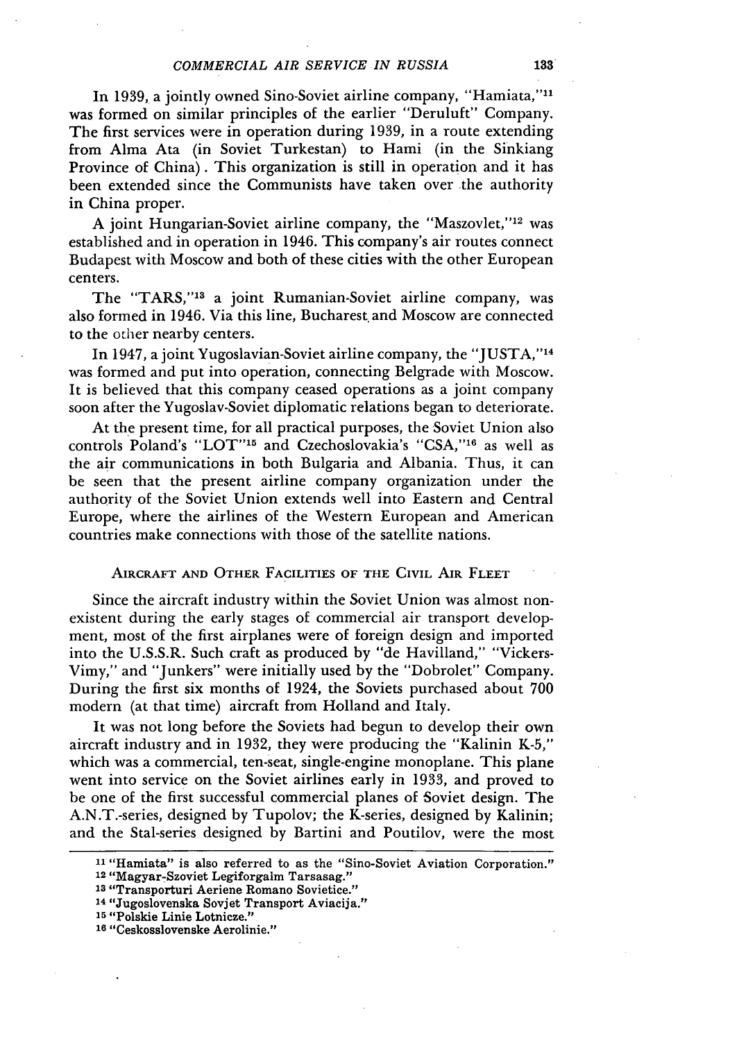In 1939, a jointly owned Sino-Soviet airline company, "Hamiata,"[11] was formed on similar principles of the earlier "Deruluft" Company. The first services were in operation during 1939, in a route extending from Alma Ata (in Soviet Turkestan) to Hami (in the Sinkiang Province of China). This organization is still in operation and it has been extended since the Communists have taken over the authority in China proper.

A joint Hungarian-Soviet airline company, the "Maszovlet,"[12] was established and in operation in 1946. This company's air routes connect Budapest with Moscow and both of these cities with the other European centers.

The "TARS,"[13] a joint Rumanian-Soviet airline company, was also formed in 1946. Via this line, Bucharest and Moscow are connected to the other nearby centers.

In 1947, a joint Yugoslavian-Soviet airline company, the "JUSTA,"[14] was formed and put into operation, connecting Belgrade with Moscow. It is believed that this company ceased operations as a joint company soon after the Yugoslav-Soviet diplomatic relations began to deteriorate.

At the present time, for all practical purposes, the Soviet Union also controls Poland's "LOT"[15] and Czechoslovakia's "CSA,"[16] as well as the air communications in both Bulgaria and Albania. Thus, it can be seen that the present airline company organization under the authority of the Soviet Union extends well into Eastern and Central Europe, where the airlines of the Western European and American countries make connections with those of the satellite nations.

## Aircraft and Other Facilities of the Civil Air Fleet

Since the aircraft industry within the Soviet Union was almost non-existent during the early stages of commercial air transport development, most of the first airplanes were of foreign design and imported into the U.S.S.R. Such craft as produced by "de Havilland," "Vickers-Vimy," and "Junkers" were initially used by the "Dobrolet" Company. During the first six months of 1924, the Soviets purchased about 700 modern (at that time) aircraft from Holland and Italy.

It was not long before the Soviets had begun to develop their own aircraft industry and in 1932, they were producing the "Kalinin K-5," which was a commercial, ten-seat, single-engine monoplane. This plane went into service on the Soviet airlines early in 1933, and proved to be one of the first successful commercial planes of Soviet design. The A.N.T.-series, designed by Tupolov; the K-series, designed by Kalinin; and the Stal-series designed by Bartini and Poutilov, were the most

---

[11] "Hamiata" is also referred to as the "Sino-Soviet Aviation Corporation."

[12] "Magyar-Szoviet Legiforgalm Tarsasag."

[13] "Transporturi Aeriene Romano Sovietice."

[14] "Jugoslovenska Sovjet Transport Aviacija."

[15] "Polskie Linie Lotnicze."

[16] "Ceskosslovenske Aerolinie."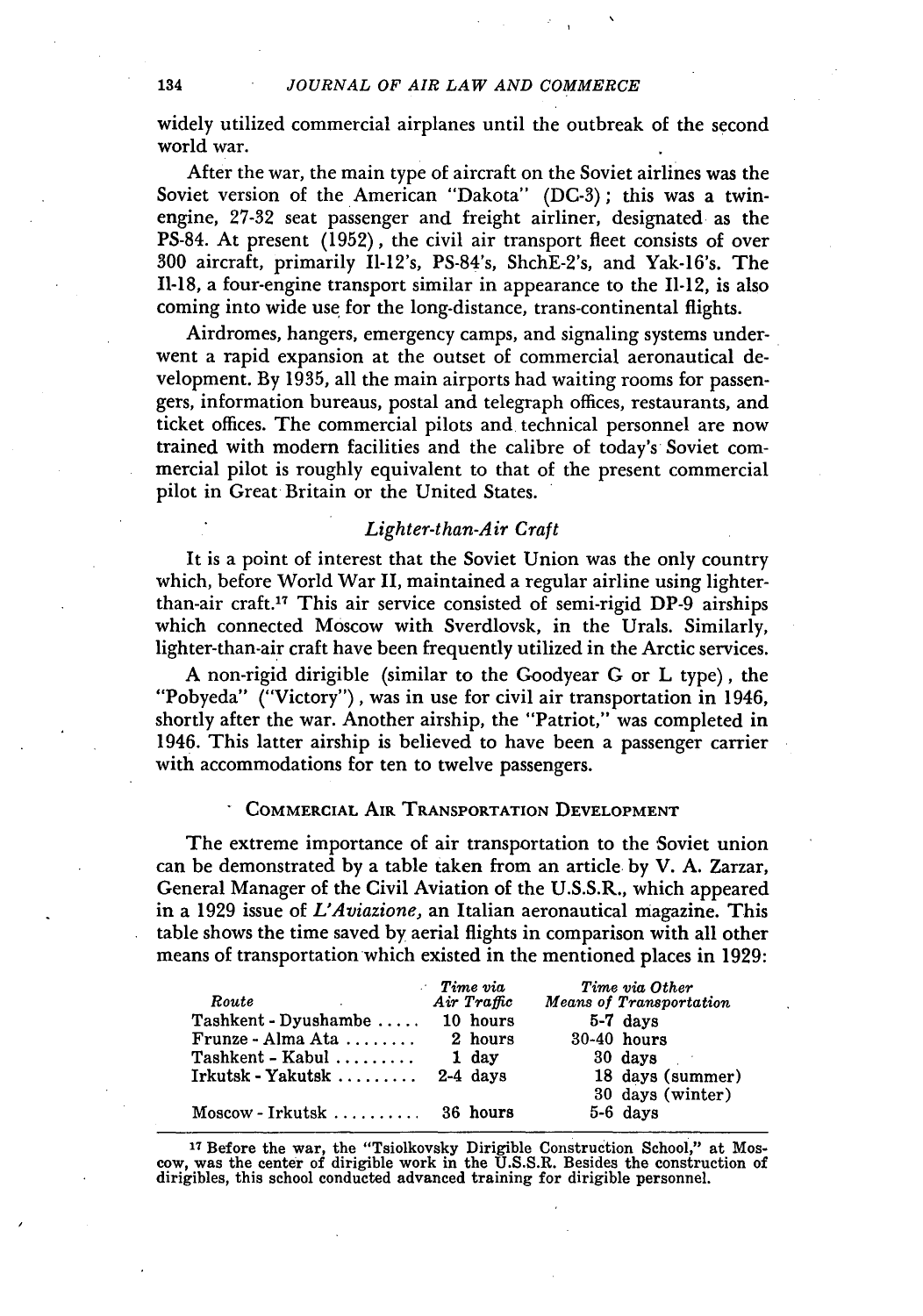widely utilized commercial airplanes until the outbreak of the second world war.

After the war, the main type of aircraft on the Soviet airlines was the Soviet version of the American "Dakota" (DC-3); this was a twin-engine, 27-32 seat passenger and freight airliner, designated as the PS-84. At present (1952), the civil air transport fleet consists of over 300 aircraft, primarily Il-12's, PS-84's, ShchE-2's, and Yak-16's. The Il-18, a four-engine transport similar in appearance to the Il-12, is also coming into wide use for the long-distance, trans-continental flights.

Airdromes, hangers, emergency camps, and signaling systems underwent a rapid expansion at the outset of commercial aeronautical development. By 1935, all the main airports had waiting rooms for passengers, information bureaus, postal and telegraph offices, restaurants, and ticket offices. The commercial pilots and technical personnel are now trained with modern facilities and the calibre of today's Soviet commercial pilot is roughly equivalent to that of the present commercial pilot in Great Britain or the United States.

### *Lighter-than-Air Craft*

It is a point of interest that the Soviet Union was the only country which, before World War II, maintained a regular airline using lighter-than-air craft.[17] This air service consisted of semi-rigid DP-9 airships which connected Moscow with Sverdlovsk, in the Urals. Similarly, lighter-than-air craft have been frequently utilized in the Arctic services.

A non-rigid dirigible (similar to the Goodyear G or L type), the "Pobyeda" ("Victory"), was in use for civil air transportation in 1946, shortly after the war. Another airship, the "Patriot," was completed in 1946. This latter airship is believed to have been a passenger carrier with accommodations for ten to twelve passengers.

## COMMERCIAL AIR TRANSPORTATION DEVELOPMENT

The extreme importance of air transportation to the Soviet union can be demonstrated by a table taken from an article by V. A. Zarzar, General Manager of the Civil Aviation of the U.S.S.R., which appeared in a 1929 issue of *L'Aviazione*, an Italian aeronautical magazine. This table shows the time saved by aerial flights in comparison with all other means of transportation which existed in the mentioned places in 1929:

| *Route* | *Time via Air Traffic* | *Time via Other Means of Transportation* |
|---|---|---|
| Tashkent - Dyushambe | 10 hours | 5-7 days |
| Frunze - Alma Ata | 2 hours | 30-40 hours |
| Tashkent - Kabul | 1 day | 30 days |
| Irkutsk - Yakutsk | 2-4 days | 18 days (summer) 30 days (winter) |
| Moscow - Irkutsk | 36 hours | 5-6 days |

[17] Before the war, the "Tsiolkovsky Dirigible Construction School," at Moscow, was the center of dirigible work in the U.S.S.R. Besides the construction of dirigibles, this school conducted advanced training for dirigible personnel.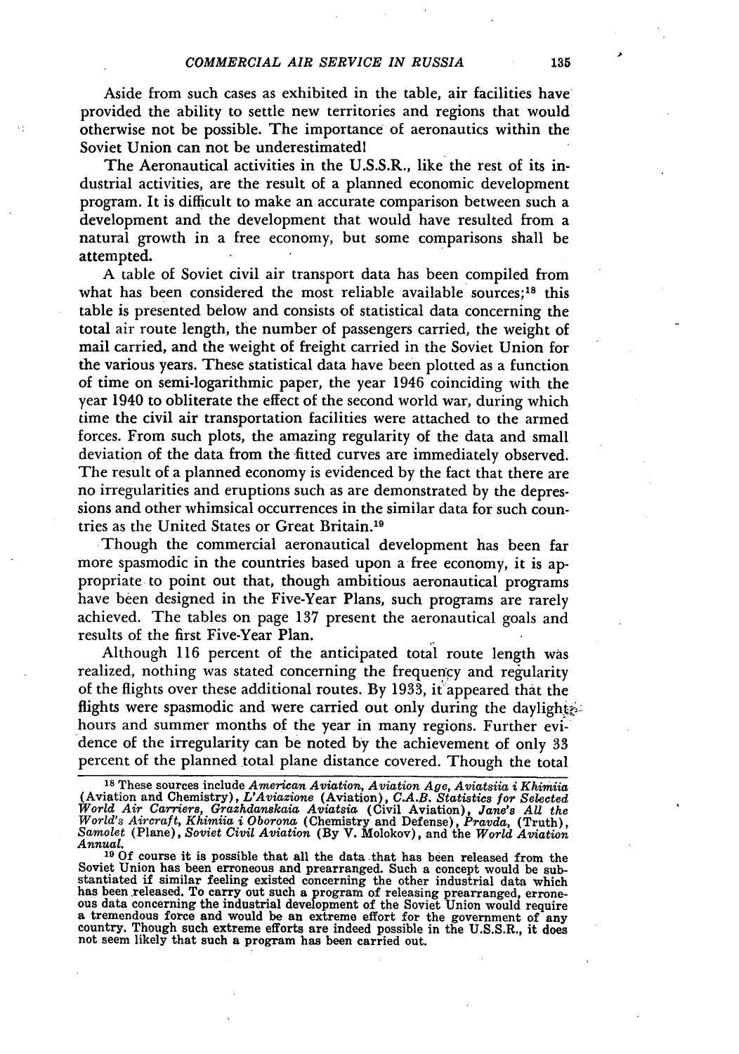Aside from such cases as exhibited in the table, air facilities have provided the ability to settle new territories and regions that would otherwise not be possible. The importance of aeronautics within the Soviet Union can not be underestimated!

The Aeronautical activities in the U.S.S.R., like the rest of its industrial activities, are the result of a planned economic development program. It is difficult to make an accurate comparison between such a development and the development that would have resulted from a natural growth in a free economy, but some comparisons shall be attempted.

A table of Soviet civil air transport data has been compiled from what has been considered the most reliable available sources;[18] this table is presented below and consists of statistical data concerning the total air route length, the number of passengers carried, the weight of mail carried, and the weight of freight carried in the Soviet Union for the various years. These statistical data have been plotted as a function of time on semi-logarithmic paper, the year 1946 coinciding with the year 1940 to obliterate the effect of the second world war, during which time the civil air transportation facilities were attached to the armed forces. From such plots, the amazing regularity of the data and small deviation of the data from the fitted curves are immediately observed. The result of a planned economy is evidenced by the fact that there are no irregularities and eruptions such as are demonstrated by the depressions and other whimsical occurrences in the similar data for such countries as the United States or Great Britain.[19]

Though the commercial aeronautical development has been far more spasmodic in the countries based upon a free economy, it is appropriate to point out that, though ambitious aeronautical programs have been designed in the Five-Year Plans, such programs are rarely achieved. The tables on page 137 present the aeronautical goals and results of the first Five-Year Plan.

Although 116 percent of the anticipated total route length was realized, nothing was stated concerning the frequency and regularity of the flights over these additional routes. By 1933, it appeared that the flights were spasmodic and were carried out only during the daylight hours and summer months of the year in many regions. Further evidence of the irregularity can be noted by the achievement of only 33 percent of the planned total plane distance covered. Though the total

[18] These sources include *American Aviation*, *Aviation Age*, *Aviatsiia i Khimiia* (Aviation and Chemistry), *L'Aviazione* (Aviation), *C.A.B. Statistics for Selected World Air Carriers*, *Grazhdanskaia Aviatsia* (Civil Aviation), *Jane's All the World's Aircraft*, *Khimiia i Oborona* (Chemistry and Defense), *Pravda*, (Truth), *Samolet* (Plane), *Soviet Civil Aviation* (By V. Molokov), and the *World Aviation Annual*.

[19] Of course it is possible that all the data that has been released from the Soviet Union has been erroneous and prearranged. Such a concept would be substantiated if similar feeling existed concerning the other industrial data which has been released. To carry out such a program of releasing prearranged, erroneous data concerning the industrial development of the Soviet Union would require a tremendous force and would be an extreme effort for the government of any country. Though such extreme efforts are indeed possible in the U.S.S.R., it does not seem likely that such a program has been carried out.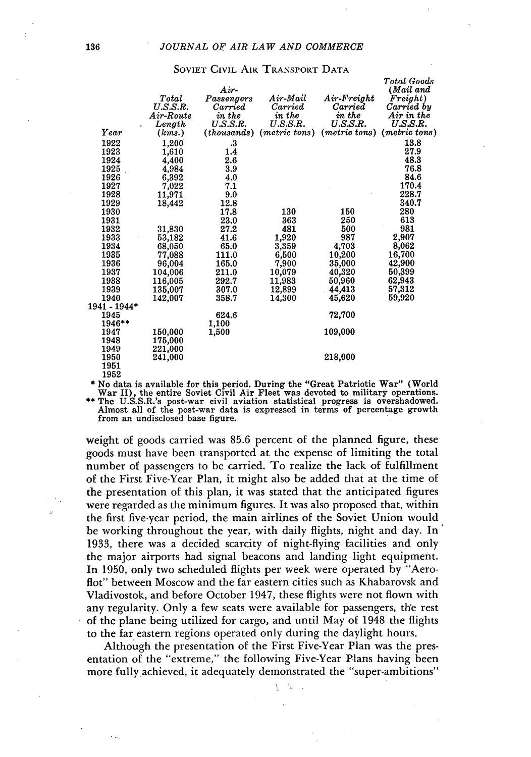SOVIET CIVIL AIR TRANSPORT DATA

| Year | Total U.S.S.R. Air-Route Length (kms.) | Air-Passengers Carried in the U.S.S.R. (thousands) | Air-Mail Carried in the U.S.S.R. (metric tons) | Air-Freight Carried in the U.S.S.R. (metric tons) | Total Goods (Mail and Freight) Carried by Air in the U.S.S.R. (metric tons) |
|---|---|---|---|---|---|
| 1922 | 1,200 | .3 | | | 13.8 |
| 1923 | 1,610 | 1.4 | | | 27.9 |
| 1924 | 4,400 | 2.6 | | | 48.3 |
| 1925 | 4,984 | 3.9 | | | 76.8 |
| 1926 | 6,392 | 4.0 | | | 84.6 |
| 1927 | 7,022 | 7.1 | | | 170.4 |
| 1928 | 11,971 | 9.0 | | | 228.7 |
| 1929 | 18,442 | 12.8 | | | 340.7 |
| 1930 | | 17.8 | 130 | 150 | 280 |
| 1931 | | 23.0 | 363 | 250 | 613 |
| 1932 | 31,830 | 27.2 | 481 | 500 | 981 |
| 1933 | 53,182 | 41.6 | 1,920 | 987 | 2,907 |
| 1934 | 68,050 | 65.0 | 3,359 | 4,703 | 8,062 |
| 1935 | 77,088 | 111.0 | 6,500 | 10,200 | 16,700 |
| 1936 | 96,004 | 165.0 | 7,900 | 35,000 | 42,900 |
| 1937 | 104,006 | 211.0 | 10,079 | 40,320 | 50,399 |
| 1938 | 116,005 | 292.7 | 11,983 | 50,960 | 62,943 |
| 1939 | 135,007 | 307.0 | 12,899 | 44,413 | 57,312 |
| 1940 | 142,007 | 358.7 | 14,300 | 45,620 | 59,920 |
| 1941 - 1944* | | | | | |
| 1945 | | 624.6 | | 72,700 | |
| 1946** | | 1,100 | | | |
| 1947 | 150,000 | 1,500 | | 109,000 | |
| 1948 | 175,000 | | | | |
| 1949 | 221,000 | | | | |
| 1950 | 241,000 | | | 218,000 | |
| 1951 | | | | | |
| 1952 | | | | | |

\* No data is available for this period. During the "Great Patriotic War" (World War II), the entire Soviet Civil Air Fleet was devoted to military operations.

\*\* The U.S.S.R.'s post-war civil aviation statistical progress is overshadowed. Almost all of the post-war data is expressed in terms of percentage growth from an undisclosed base figure.

weight of goods carried was 85.6 percent of the planned figure, these goods must have been transported at the expense of limiting the total number of passengers to be carried. To realize the lack of fulfillment of the First Five-Year Plan, it might also be added that at the time of the presentation of this plan, it was stated that the anticipated figures were regarded as the minimum figures. It was also proposed that, within the first five-year period, the main airlines of the Soviet Union would be working throughout the year, with daily flights, night and day. In 1933, there was a decided scarcity of night-flying facilities and only the major airports had signal beacons and landing light equipment. In 1950, only two scheduled flights per week were operated by "Aeroflot" between Moscow and the far eastern cities such as Khabarovsk and Vladivostok, and before October 1947, these flights were not flown with any regularity. Only a few seats were available for passengers, the rest of the plane being utilized for cargo, and until May of 1948 the flights to the far eastern regions operated only during the daylight hours.

Although the presentation of the First Five-Year Plan was the presentation of the "extreme," the following Five-Year Plans having been more fully achieved, it adequately demonstrated the "super-ambitions"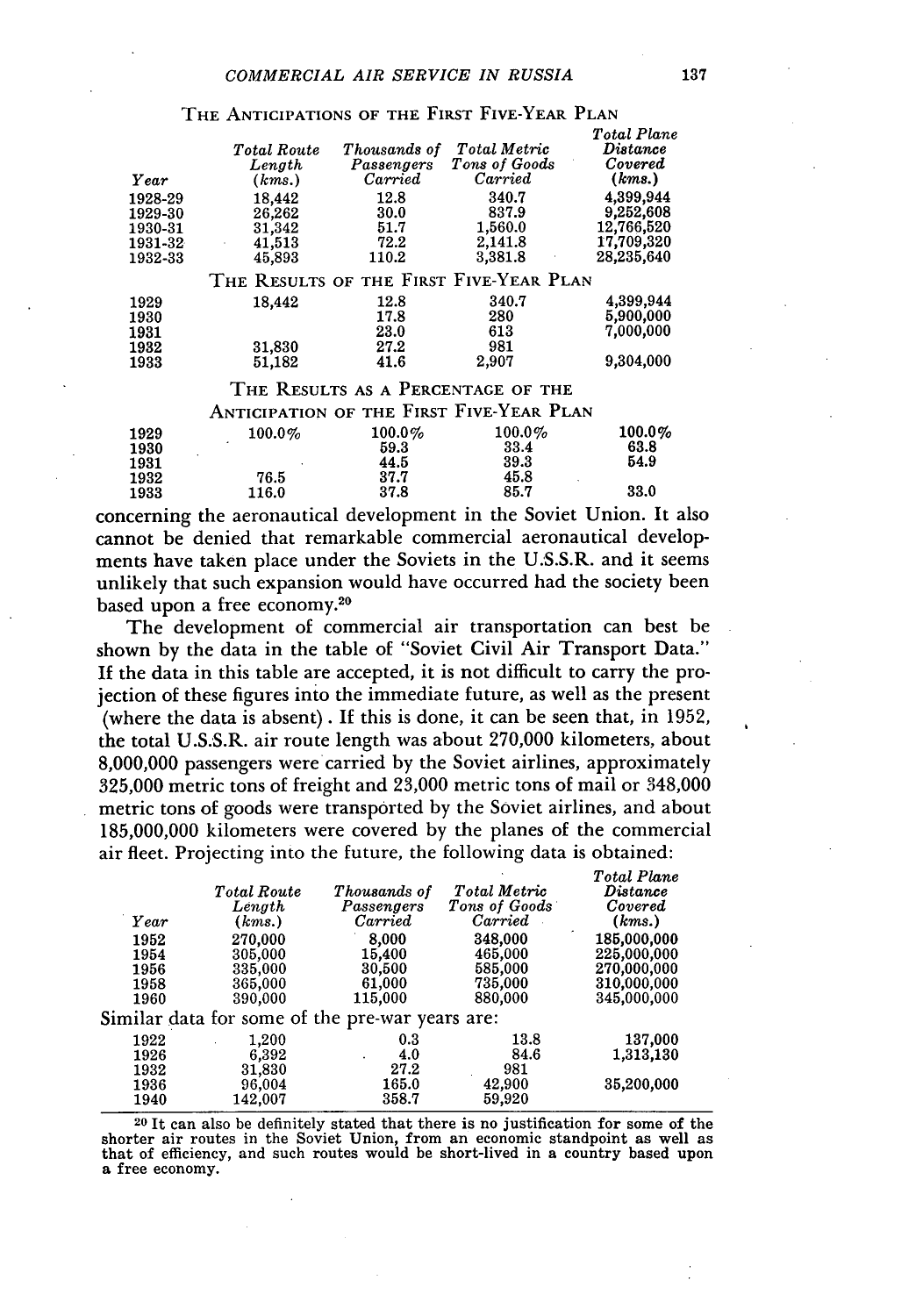THE ANTICIPATIONS OF THE FIRST FIVE-YEAR PLAN

| Year | Total Route Length (kms.) | Thousands of Passengers Carried | Total Metric Tons of Goods Carried | Total Plane Distance Covered (kms.) |
|---|---|---|---|---|
| 1928-29 | 18,442 | 12.8 | 340.7 | 4,399,944 |
| 1929-30 | 26,262 | 30.0 | 837.9 | 9,252,608 |
| 1930-31 | 31,342 | 51.7 | 1,560.0 | 12,766,520 |
| 1931-32 | 41,513 | 72.2 | 2,141.8 | 17,709,320 |
| 1932-33 | 45,893 | 110.2 | 3,381.8 | 28,235,640 |

THE RESULTS OF THE FIRST FIVE-YEAR PLAN

| Year | Total Route Length (kms.) | Thousands of Passengers Carried | Total Metric Tons of Goods Carried | Total Plane Distance Covered (kms.) |
|---|---|---|---|---|
| 1929 | 18,442 | 12.8 | 340.7 | 4,399,944 |
| 1930 | | 17.8 | 280 | 5,900,000 |
| 1931 | | 23.0 | 613 | 7,000,000 |
| 1932 | 31,830 | 27.2 | 981 | |
| 1933 | 51,182 | 41.6 | 2,907 | 9,304,000 |

THE RESULTS AS A PERCENTAGE OF THE ANTICIPATION OF THE FIRST FIVE-YEAR PLAN

| Year | Total Route Length (kms.) | Thousands of Passengers Carried | Total Metric Tons of Goods Carried | Total Plane Distance Covered (kms.) |
|---|---|---|---|---|
| 1929 | 100.0% | 100.0% | 100.0% | 100.0% |
| 1930 | | 59.3 | 33.4 | 63.8 |
| 1931 | | 44.5 | 39.3 | 54.9 |
| 1932 | 76.5 | 37.7 | 45.8 | |
| 1933 | 116.0 | 37.8 | 85.7 | 33.0 |

concerning the aeronautical development in the Soviet Union. It also cannot be denied that remarkable commercial aeronautical developments have taken place under the Soviets in the U.S.S.R. and it seems unlikely that such expansion would have occurred had the society been based upon a free economy.[20]

The development of commercial air transportation can best be shown by the data in the table of "Soviet Civil Air Transport Data." If the data in this table are accepted, it is not difficult to carry the projection of these figures into the immediate future, as well as the present (where the data is absent). If this is done, it can be seen that, in 1952, the total U.S.S.R. air route length was about 270,000 kilometers, about 8,000,000 passengers were carried by the Soviet airlines, approximately 325,000 metric tons of freight and 23,000 metric tons of mail or 348,000 metric tons of goods were transported by the Soviet airlines, and about 185,000,000 kilometers were covered by the planes of the commercial air fleet. Projecting into the future, the following data is obtained:

| Year | Total Route Length (kms.) | Thousands of Passengers Carried | Total Metric Tons of Goods Carried | Total Plane Distance Covered (kms.) |
|---|---|---|---|---|
| 1952 | 270,000 | 8,000 | 348,000 | 185,000,000 |
| 1954 | 305,000 | 15,400 | 465,000 | 225,000,000 |
| 1956 | 335,000 | 30,500 | 585,000 | 270,000,000 |
| 1958 | 365,000 | 61,000 | 735,000 | 310,000,000 |
| 1960 | 390,000 | 115,000 | 880,000 | 345,000,000 |

Similar data for some of the pre-war years are:

| Year | Total Route Length (kms.) | Thousands of Passengers Carried | Total Metric Tons of Goods Carried | Total Plane Distance Covered (kms.) |
|---|---|---|---|---|
| 1922 | 1,200 | 0.3 | 13.8 | 137,000 |
| 1926 | 6,392 | 4.0 | 84.6 | 1,313,130 |
| 1932 | 31,830 | 27.2 | 981 | |
| 1936 | 96,004 | 165.0 | 42,900 | 35,200,000 |
| 1940 | 142,007 | 358.7 | 59,920 | |

[20] It can also be definitely stated that there is no justification for some of the shorter air routes in the Soviet Union, from an economic standpoint as well as that of efficiency, and such routes would be short-lived in a country based upon a free economy.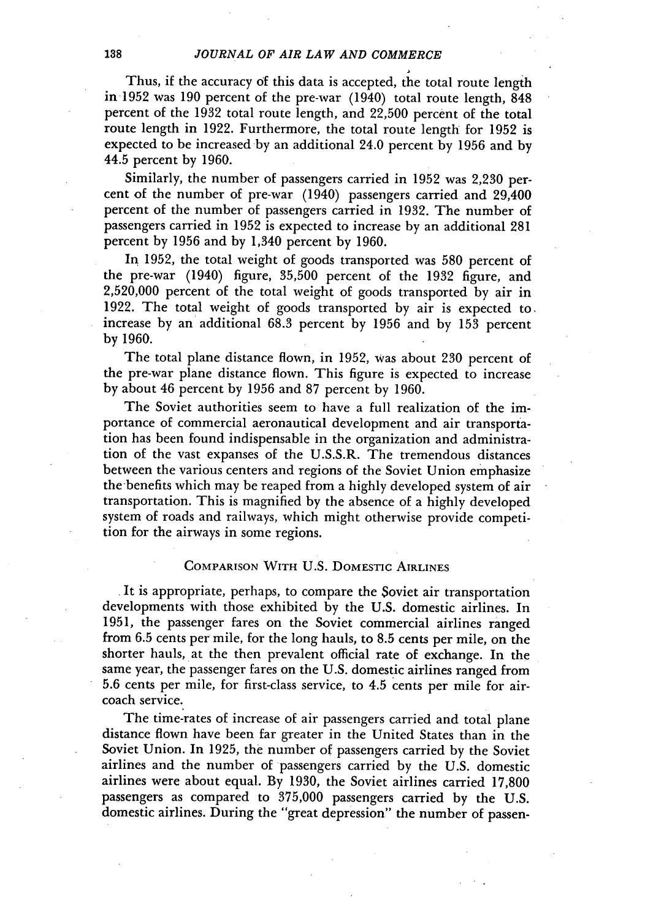Thus, if the accuracy of this data is accepted, the total route length in 1952 was 190 percent of the pre-war (1940) total route length, 848 percent of the 1932 total route length, and 22,500 percent of the total route length in 1922. Furthermore, the total route length for 1952 is expected to be increased by an additional 24.0 percent by 1956 and by 44.5 percent by 1960.

Similarly, the number of passengers carried in 1952 was 2,230 percent of the number of pre-war (1940) passengers carried and 29,400 percent of the number of passengers carried in 1932. The number of passengers carried in 1952 is expected to increase by an additional 281 percent by 1956 and by 1,340 percent by 1960.

In 1952, the total weight of goods transported was 580 percent of the pre-war (1940) figure, 35,500 percent of the 1932 figure, and 2,520,000 percent of the total weight of goods transported by air in 1922. The total weight of goods transported by air is expected to increase by an additional 68.3 percent by 1956 and by 153 percent by 1960.

The total plane distance flown, in 1952, was about 230 percent of the pre-war plane distance flown. This figure is expected to increase by about 46 percent by 1956 and 87 percent by 1960.

The Soviet authorities seem to have a full realization of the importance of commercial aeronautical development and air transportation has been found indispensable in the organization and administration of the vast expanses of the U.S.S.R. The tremendous distances between the various centers and regions of the Soviet Union emphasize the benefits which may be reaped from a highly developed system of air transportation. This is magnified by the absence of a highly developed system of roads and railways, which might otherwise provide competition for the airways in some regions.

## Comparison With U.S. Domestic Airlines

It is appropriate, perhaps, to compare the Soviet air transportation developments with those exhibited by the U.S. domestic airlines. In 1951, the passenger fares on the Soviet commercial airlines ranged from 6.5 cents per mile, for the long hauls, to 8.5 cents per mile, on the shorter hauls, at the then prevalent official rate of exchange. In the same year, the passenger fares on the U.S. domestic airlines ranged from 5.6 cents per mile, for first-class service, to 4.5 cents per mile for air-coach service.

The time-rates of increase of air passengers carried and total plane distance flown have been far greater in the United States than in the Soviet Union. In 1925, the number of passengers carried by the Soviet airlines and the number of passengers carried by the U.S. domestic airlines were about equal. By 1930, the Soviet airlines carried 17,800 passengers as compared to 375,000 passengers carried by the U.S. domestic airlines. During the "great depression" the number of passen-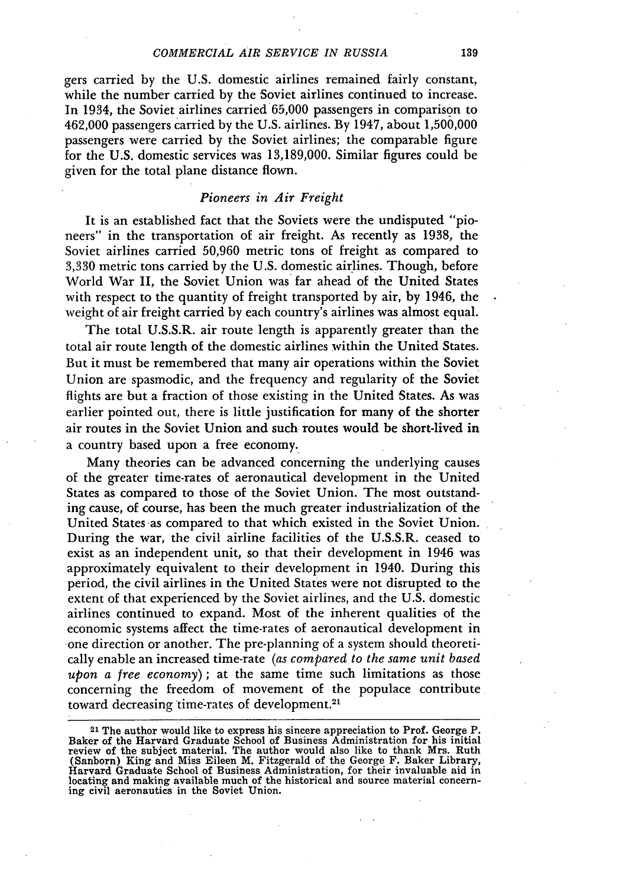gers carried by the U.S. domestic airlines remained fairly constant, while the number carried by the Soviet airlines continued to increase. In 1934, the Soviet airlines carried 65,000 passengers in comparison to 462,000 passengers carried by the U.S. airlines. By 1947, about 1,500,000 passengers were carried by the Soviet airlines; the comparable figure for the U.S. domestic services was 13,189,000. Similar figures could be given for the total plane distance flown.

### *Pioneers in Air Freight*

It is an established fact that the Soviets were the undisputed "pioneers" in the transportation of air freight. As recently as 1938, the Soviet airlines carried 50,960 metric tons of freight as compared to 3,330 metric tons carried by the U.S. domestic airlines. Though, before World War II, the Soviet Union was far ahead of the United States with respect to the quantity of freight transported by air, by 1946, the weight of air freight carried by each country's airlines was almost equal.

The total U.S.S.R. air route length is apparently greater than the total air route length of the domestic airlines within the United States. But it must be remembered that many air operations within the Soviet Union are spasmodic, and the frequency and regularity of the Soviet flights are but a fraction of those existing in the United States. As was earlier pointed out, there is little justification for many of the shorter air routes in the Soviet Union and such routes would be short-lived in a country based upon a free economy.

Many theories can be advanced concerning the underlying causes of the greater time-rates of aeronautical development in the United States as compared to those of the Soviet Union. The most outstanding cause, of course, has been the much greater industrialization of the United States as compared to that which existed in the Soviet Union. During the war, the civil airline facilities of the U.S.S.R. ceased to exist as an independent unit, so that their development in 1946 was approximately equivalent to their development in 1940. During this period, the civil airlines in the United States were not disrupted to the extent of that experienced by the Soviet airlines, and the U.S. domestic airlines continued to expand. Most of the inherent qualities of the economic systems affect the time-rates of aeronautical development in one direction or another. The pre-planning of a system should theoretically enable an increased time-rate (*as compared to the same unit based upon a free economy*); at the same time such limitations as those concerning the freedom of movement of the populace contribute toward decreasing time-rates of development.[21]

---

[21] The author would like to express his sincere appreciation to Prof. George P. Baker of the Harvard Graduate School of Business Administration for his initial review of the subject material. The author would also like to thank Mrs. Ruth (Sanborn) King and Miss Eileen M. Fitzgerald of the George F. Baker Library, Harvard Graduate School of Business Administration, for their invaluable aid in locating and making available much of the historical and source material concerning civil aeronautics in the Soviet Union.